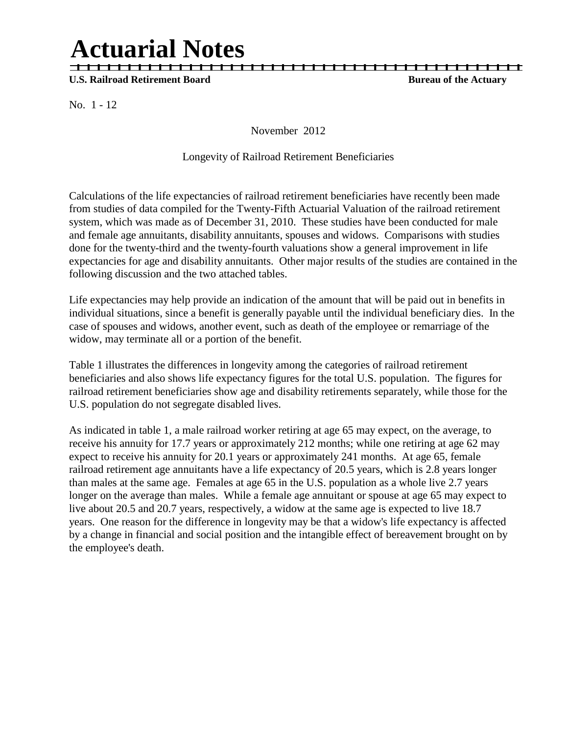# Actuarial Notes

**U.S. Railroad Retirement Board** **Bureau of the Actuary**

No. 1 - 12

November 2012

Longevity of Railroad Retirement Beneficiaries

Calculations of the life expectancies of railroad retirement beneficiaries have recently been made from studies of data compiled for the Twenty-Fifth Actuarial Valuation of the railroad retirement system, which was made as of December 31, 2010. These studies have been conducted for male and female age annuitants, disability annuitants, spouses and widows. Comparisons with studies done for the twenty-third and the twenty-fourth valuations show a general improvement in life expectancies for age and disability annuitants. Other major results of the studies are contained in the following discussion and the two attached tables.

Life expectancies may help provide an indication of the amount that will be paid out in benefits in individual situations, since a benefit is generally payable until the individual beneficiary dies. In the case of spouses and widows, another event, such as death of the employee or remarriage of the widow, may terminate all or a portion of the benefit.

Table 1 illustrates the differences in longevity among the categories of railroad retirement beneficiaries and also shows life expectancy figures for the total U.S. population. The figures for railroad retirement beneficiaries show age and disability retirements separately, while those for the U.S. population do not segregate disabled lives.

As indicated in table 1, a male railroad worker retiring at age 65 may expect, on the average, to receive his annuity for 17.7 years or approximately 212 months; while one retiring at age 62 may expect to receive his annuity for 20.1 years or approximately 241 months. At age 65, female railroad retirement age annuitants have a life expectancy of 20.5 years, which is 2.8 years longer than males at the same age. Females at age 65 in the U.S. population as a whole live 2.7 years longer on the average than males. While a female age annuitant or spouse at age 65 may expect to live about 20.5 and 20.7 years, respectively, a widow at the same age is expected to live 18.7 years. One reason for the difference in longevity may be that a widow's life expectancy is affected by a change in financial and social position and the intangible effect of bereavement brought on by the employee's death.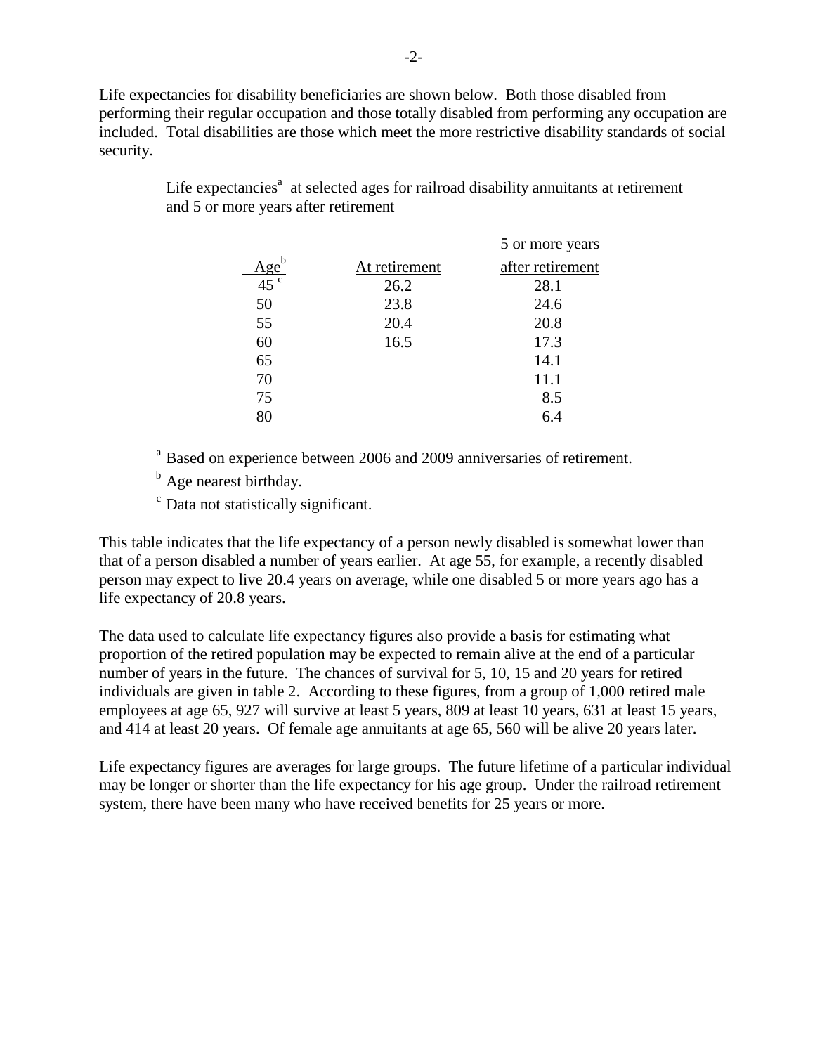Life expectancies for disability beneficiaries are shown below. Both those disabled from performing their regular occupation and those totally disabled from performing any occupation are included. Total disabilities are those which meet the more restrictive disability standards of social security.

Life expectancies[a] at selected ages for railroad disability annuitants at retirement and 5 or more years after retirement

| Age[b] | At retirement | 5 or more years after retirement |
|---|---|---|
| 45 [c] | 26.2 | 28.1 |
| 50 | 23.8 | 24.6 |
| 55 | 20.4 | 20.8 |
| 60 | 16.5 | 17.3 |
| 65 | | 14.1 |
| 70 | | 11.1 |
| 75 | | 8.5 |
| 80 | | 6.4 |

[a] Based on experience between 2006 and 2009 anniversaries of retirement.

[b] Age nearest birthday.

[c] Data not statistically significant.

This table indicates that the life expectancy of a person newly disabled is somewhat lower than that of a person disabled a number of years earlier. At age 55, for example, a recently disabled person may expect to live 20.4 years on average, while one disabled 5 or more years ago has a life expectancy of 20.8 years.

The data used to calculate life expectancy figures also provide a basis for estimating what proportion of the retired population may be expected to remain alive at the end of a particular number of years in the future. The chances of survival for 5, 10, 15 and 20 years for retired individuals are given in table 2. According to these figures, from a group of 1,000 retired male employees at age 65, 927 will survive at least 5 years, 809 at least 10 years, 631 at least 15 years, and 414 at least 20 years. Of female age annuitants at age 65, 560 will be alive 20 years later.

Life expectancy figures are averages for large groups. The future lifetime of a particular individual may be longer or shorter than the life expectancy for his age group. Under the railroad retirement system, there have been many who have received benefits for 25 years or more.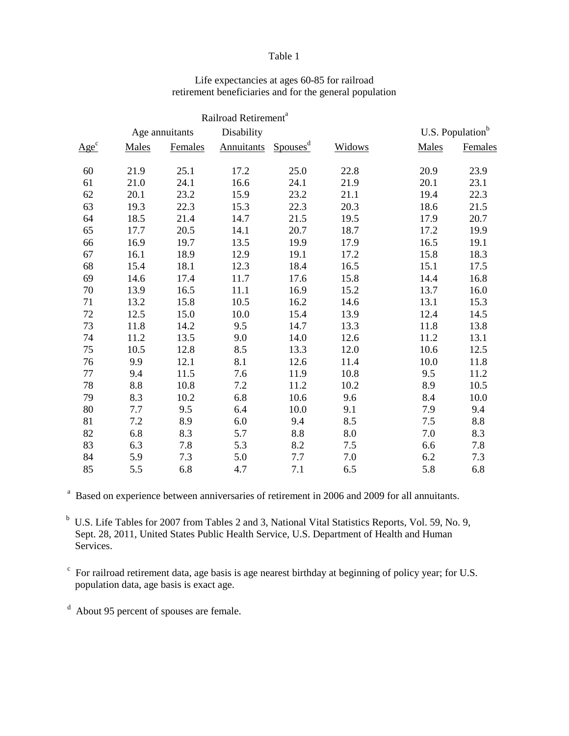Table 1

Life expectancies at ages 60-85 for railroad retirement beneficiaries and for the general population

| | Railroad Retirement[a] | | | | | U.S. Population[b] | |
|---|---|---|---|---|---|---|---|
| | Age annuitants | | Disability | | | | |
| Age[c] | Males | Females | Annuitants | Spouses[d] | Widows | Males | Females |
| 60 | 21.9 | 25.1 | 17.2 | 25.0 | 22.8 | 20.9 | 23.9 |
| 61 | 21.0 | 24.1 | 16.6 | 24.1 | 21.9 | 20.1 | 23.1 |
| 62 | 20.1 | 23.2 | 15.9 | 23.2 | 21.1 | 19.4 | 22.3 |
| 63 | 19.3 | 22.3 | 15.3 | 22.3 | 20.3 | 18.6 | 21.5 |
| 64 | 18.5 | 21.4 | 14.7 | 21.5 | 19.5 | 17.9 | 20.7 |
| 65 | 17.7 | 20.5 | 14.1 | 20.7 | 18.7 | 17.2 | 19.9 |
| 66 | 16.9 | 19.7 | 13.5 | 19.9 | 17.9 | 16.5 | 19.1 |
| 67 | 16.1 | 18.9 | 12.9 | 19.1 | 17.2 | 15.8 | 18.3 |
| 68 | 15.4 | 18.1 | 12.3 | 18.4 | 16.5 | 15.1 | 17.5 |
| 69 | 14.6 | 17.4 | 11.7 | 17.6 | 15.8 | 14.4 | 16.8 |
| 70 | 13.9 | 16.5 | 11.1 | 16.9 | 15.2 | 13.7 | 16.0 |
| 71 | 13.2 | 15.8 | 10.5 | 16.2 | 14.6 | 13.1 | 15.3 |
| 72 | 12.5 | 15.0 | 10.0 | 15.4 | 13.9 | 12.4 | 14.5 |
| 73 | 11.8 | 14.2 | 9.5 | 14.7 | 13.3 | 11.8 | 13.8 |
| 74 | 11.2 | 13.5 | 9.0 | 14.0 | 12.6 | 11.2 | 13.1 |
| 75 | 10.5 | 12.8 | 8.5 | 13.3 | 12.0 | 10.6 | 12.5 |
| 76 | 9.9 | 12.1 | 8.1 | 12.6 | 11.4 | 10.0 | 11.8 |
| 77 | 9.4 | 11.5 | 7.6 | 11.9 | 10.8 | 9.5 | 11.2 |
| 78 | 8.8 | 10.8 | 7.2 | 11.2 | 10.2 | 8.9 | 10.5 |
| 79 | 8.3 | 10.2 | 6.8 | 10.6 | 9.6 | 8.4 | 10.0 |
| 80 | 7.7 | 9.5 | 6.4 | 10.0 | 9.1 | 7.9 | 9.4 |
| 81 | 7.2 | 8.9 | 6.0 | 9.4 | 8.5 | 7.5 | 8.8 |
| 82 | 6.8 | 8.3 | 5.7 | 8.8 | 8.0 | 7.0 | 8.3 |
| 83 | 6.3 | 7.8 | 5.3 | 8.2 | 7.5 | 6.6 | 7.8 |
| 84 | 5.9 | 7.3 | 5.0 | 7.7 | 7.0 | 6.2 | 7.3 |
| 85 | 5.5 | 6.8 | 4.7 | 7.1 | 6.5 | 5.8 | 6.8 |

[a] Based on experience between anniversaries of retirement in 2006 and 2009 for all annuitants.

[b] U.S. Life Tables for 2007 from Tables 2 and 3, National Vital Statistics Reports, Vol. 59, No. 9, Sept. 28, 2011, United States Public Health Service, U.S. Department of Health and Human Services.

[c] For railroad retirement data, age basis is age nearest birthday at beginning of policy year; for U.S. population data, age basis is exact age.

[d] About 95 percent of spouses are female.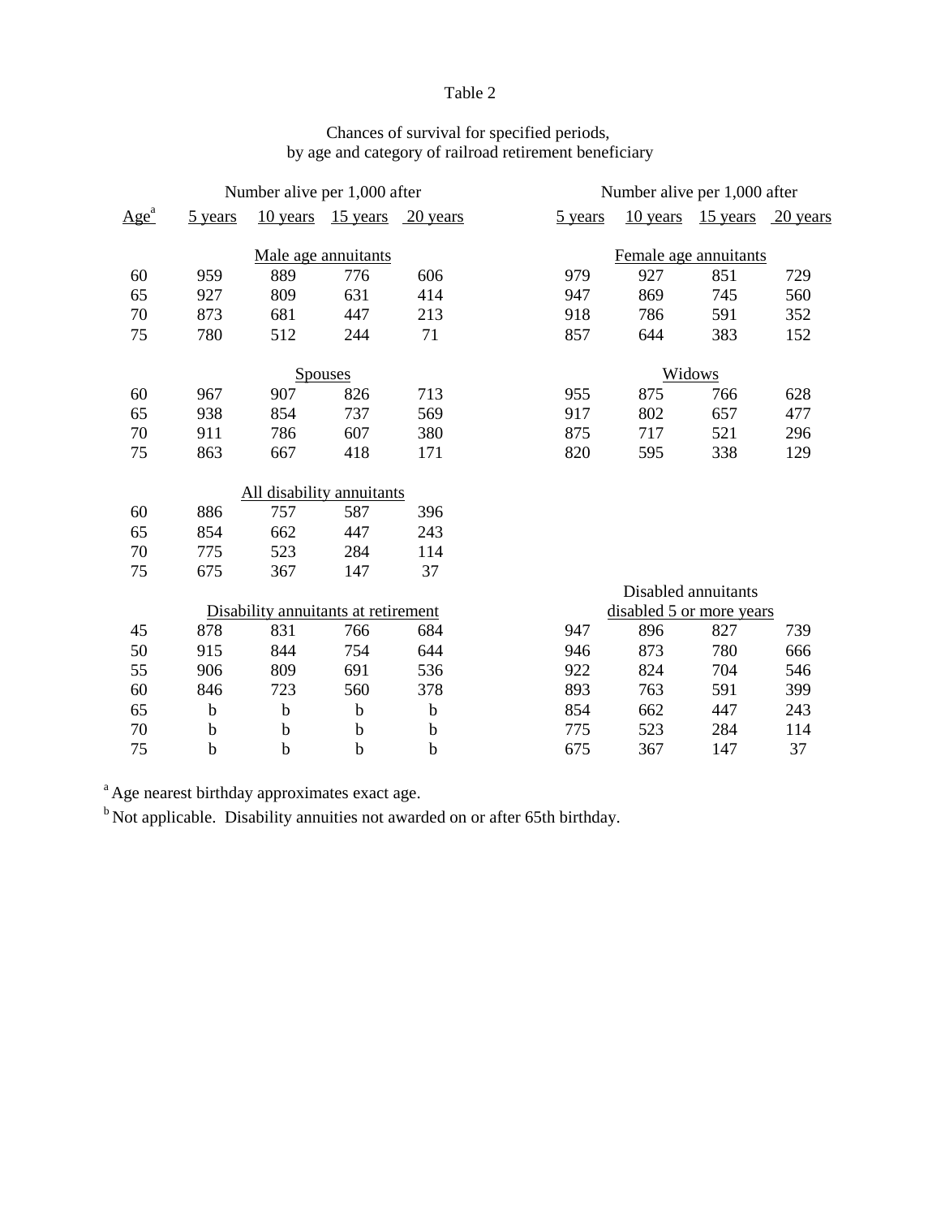Table 2

Chances of survival for specified periods,
by age and category of railroad retirement beneficiary

| | Number alive per 1,000 after | | | | Number alive per 1,000 after | | | |
|---|---|---|---|---|---|---|---|---|
| Age[a] | 5 years | 10 years | 15 years | 20 years | 5 years | 10 years | 15 years | 20 years |
| | Male age annuitants | | | | Female age annuitants | | | |
| 60 | 959 | 889 | 776 | 606 | 979 | 927 | 851 | 729 |
| 65 | 927 | 809 | 631 | 414 | 947 | 869 | 745 | 560 |
| 70 | 873 | 681 | 447 | 213 | 918 | 786 | 591 | 352 |
| 75 | 780 | 512 | 244 | 71 | 857 | 644 | 383 | 152 |
| | Spouses | | | | Widows | | | |
| 60 | 967 | 907 | 826 | 713 | 955 | 875 | 766 | 628 |
| 65 | 938 | 854 | 737 | 569 | 917 | 802 | 657 | 477 |
| 70 | 911 | 786 | 607 | 380 | 875 | 717 | 521 | 296 |
| 75 | 863 | 667 | 418 | 171 | 820 | 595 | 338 | 129 |
| | All disability annuitants | | | | | | | |
| 60 | 886 | 757 | 587 | 396 | | | | |
| 65 | 854 | 662 | 447 | 243 | | | | |
| 70 | 775 | 523 | 284 | 114 | | | | |
| 75 | 675 | 367 | 147 | 37 | | | | |
| | Disability annuitants at retirement | | | | Disabled annuitants disabled 5 or more years | | | |
| 45 | 878 | 831 | 766 | 684 | 947 | 896 | 827 | 739 |
| 50 | 915 | 844 | 754 | 644 | 946 | 873 | 780 | 666 |
| 55 | 906 | 809 | 691 | 536 | 922 | 824 | 704 | 546 |
| 60 | 846 | 723 | 560 | 378 | 893 | 763 | 591 | 399 |
| 65 | b | b | b | b | 854 | 662 | 447 | 243 |
| 70 | b | b | b | b | 775 | 523 | 284 | 114 |
| 75 | b | b | b | b | 675 | 367 | 147 | 37 |

[a] Age nearest birthday approximates exact age.

[b] Not applicable. Disability annuities not awarded on or after 65th birthday.